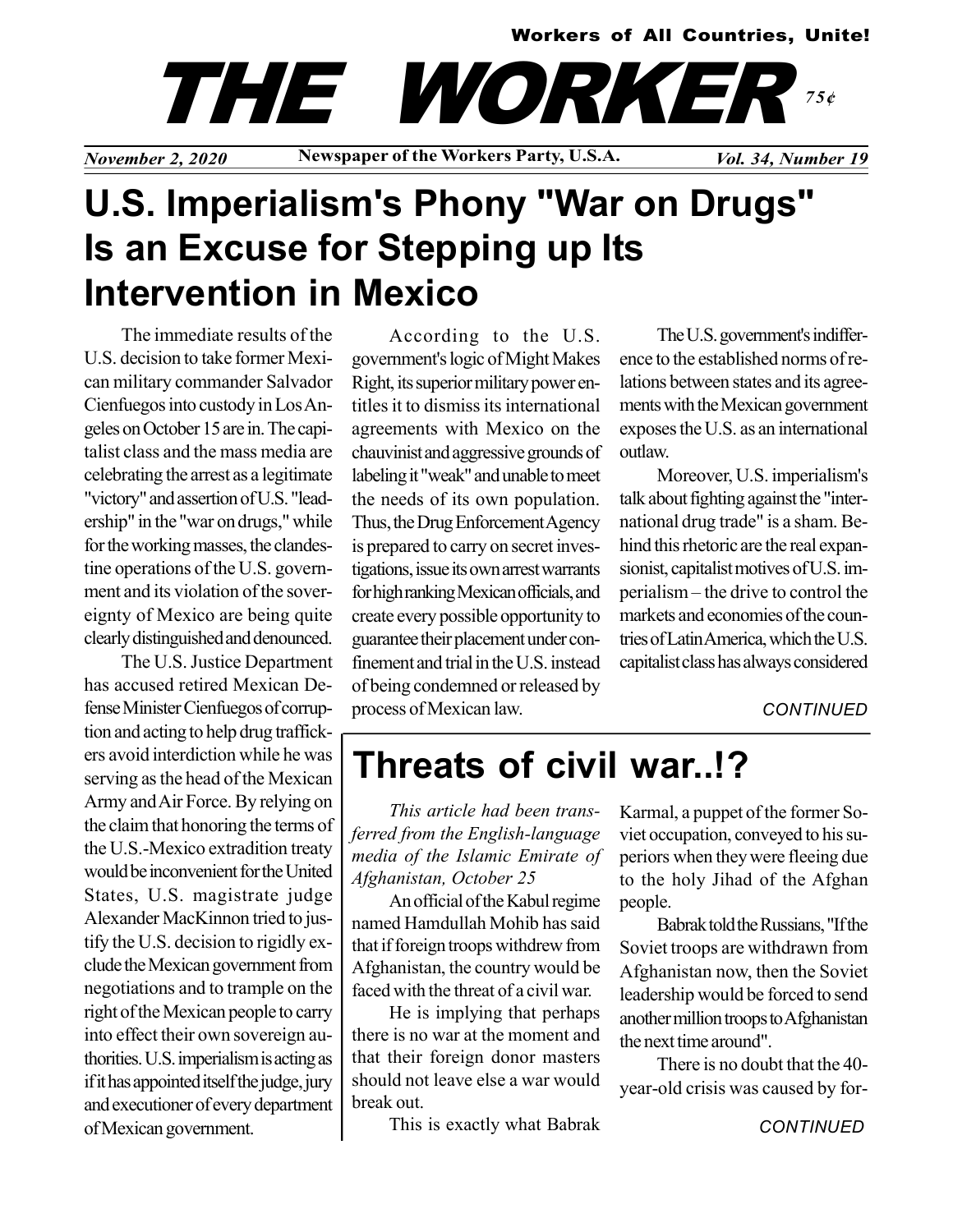Workers of All Countries, Unite!

# THE WORKER

75¢

*November 2, 2020* — **Newspaper of the Workers Party, U.S.A.** — *Vol. 34, Number 19*

## U.S. Imperialism's Phony "War on Drugs" Is an Excuse for Stepping up Its Intervention in Mexico

The immediate results of the U.S. decision to take former Mexican military commander Salvador Cienfuegos into custody in Los Angeles on October 15 are in. The capitalist class and the mass media are celebrating the arrest as a legitimate "victory" and assertion of U.S. "leadership" in the "war on drugs," while for the working masses, the clandestine operations of the U.S. government and its violation of the sovereignty of Mexico are being quite clearly distinguished and denounced.

The U.S. Justice Department has accused retired Mexican Defense Minister Cienfuegos of corruption and acting to help drug traffickers avoid interdiction while he was serving as the head of the Mexican Army and Air Force. By relying on the claim that honoring the terms of the U.S.-Mexico extradition treaty would be inconvenient for the United States, U.S. magistrate judge Alexander MacKinnon tried to justify the U.S. decision to rigidly exclude the Mexican government from negotiations and to trample on the right of the Mexican people to carry into effect their own sovereign authorities. U.S. imperialism is acting as if it has appointed itself the judge, jury and executioner of every department of Mexican government.

According to the U.S. government's logic of Might Makes Right, its superior military power entitles it to dismiss its international agreements with Mexico on the chauvinist and aggressive grounds of labeling it "weak" and unable to meet the needs of its own population. Thus, the Drug Enforcement Agency is prepared to carry on secret investigations, issue its own arrest warrants for high ranking Mexican officials, and create every possible opportunity to guarantee their placement under confinement and trial in the U.S. instead of being condemned or released by process of Mexican law.

The U.S. government's indifference to the established norms of relations between states and its agreements with the Mexican government exposes the U.S. as an international outlaw.

Moreover, U.S. imperialism's talk about fighting against the "international drug trade" is a sham. Behind this rhetoric are the real expansionist, capitalist motives of U.S. imperialism – the drive to control the markets and economies of the countries of Latin America, which the U.S. capitalist class has always considered

*CONTINUED*

## Threats of civil war..!?

*This article had been transferred from the English-language media of the Islamic Emirate of Afghanistan, October 25*

An official of the Kabul regime named Hamdullah Mohib has said that if foreign troops withdrew from Afghanistan, the country would be faced with the threat of a civil war.

He is implying that perhaps there is no war at the moment and that their foreign donor masters should not leave else a war would break out.

This is exactly what Babrak Karmal, a puppet of the former Soviet occupation, conveyed to his superiors when they were fleeing due to the holy Jihad of the Afghan people.

Babrak told the Russians, "If the Soviet troops are withdrawn from Afghanistan now, then the Soviet leadership would be forced to send another million troops to Afghanistan the next time around".

There is no doubt that the 40-year-old crisis was caused by for-

*CONTINUED*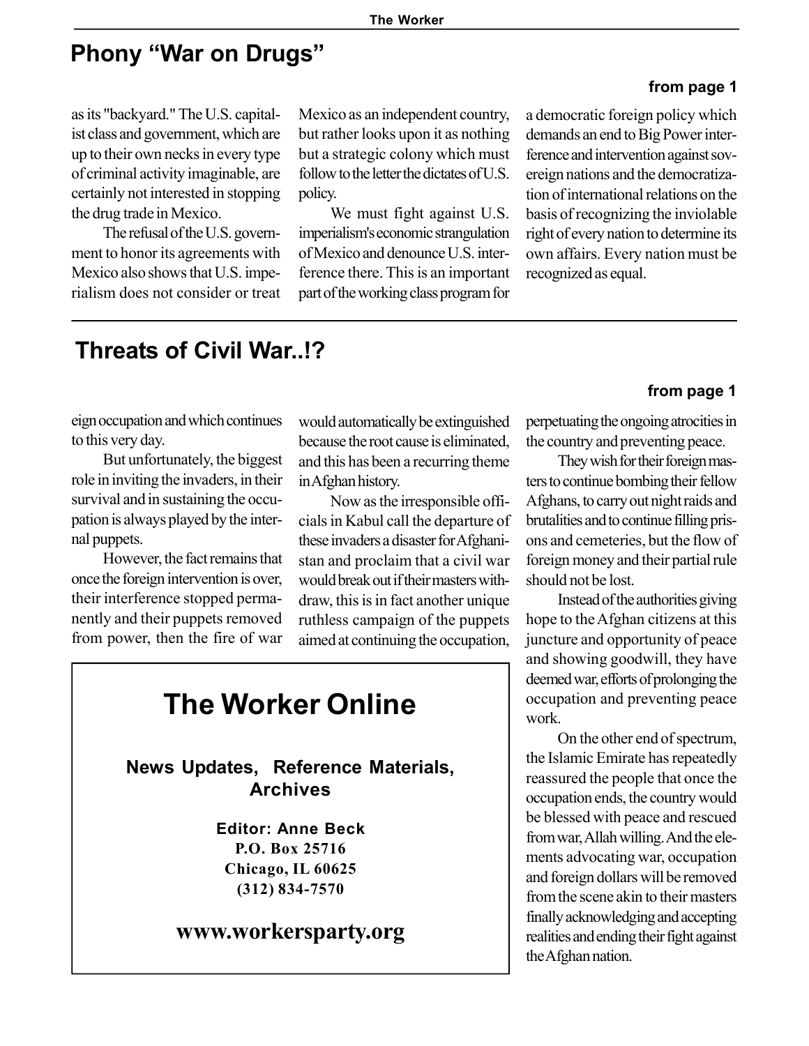## Phony "War on Drugs"

**from page 1**

as its "backyard." The U.S. capitalist class and government, which are up to their own necks in every type of criminal activity imaginable, are certainly not interested in stopping the drug trade in Mexico.

The refusal of the U.S. government to honor its agreements with Mexico also shows that U.S. imperialism does not consider or treat Mexico as an independent country, but rather looks upon it as nothing but a strategic colony which must follow to the letter the dictates of U.S. policy.

We must fight against U.S. imperialism's economic strangulation of Mexico and denounce U.S. interference there. This is an important part of the working class program for a democratic foreign policy which demands an end to Big Power interference and intervention against sovereign nations and the democratization of international relations on the basis of recognizing the inviolable right of every nation to determine its own affairs. Every nation must be recognized as equal.

## Threats of Civil War..!?

**from page 1**

eign occupation and which continues to this very day.

But unfortunately, the biggest role in inviting the invaders, in their survival and in sustaining the occupation is always played by the internal puppets.

However, the fact remains that once the foreign intervention is over, their interference stopped permanently and their puppets removed from power, then the fire of war would automatically be extinguished because the root cause is eliminated, and this has been a recurring theme in Afghan history.

Now as the irresponsible officials in Kabul call the departure of these invaders a disaster for Afghanistan and proclaim that a civil war would break out if their masters withdraw, this is in fact another unique ruthless campaign of the puppets aimed at continuing the occupation, perpetuating the ongoing atrocities in the country and preventing peace.

They wish for their foreign masters to continue bombing their fellow Afghans, to carry out night raids and brutalities and to continue filling prisons and cemeteries, but the flow of foreign money and their partial rule should not be lost.

Instead of the authorities giving hope to the Afghan citizens at this juncture and opportunity of peace and showing goodwill, they have deemed war, efforts of prolonging the occupation and preventing peace work.

On the other end of spectrum, the Islamic Emirate has repeatedly reassured the people that once the occupation ends, the country would be blessed with peace and rescued from war, Allah willing. And the elements advocating war, occupation and foreign dollars will be removed from the scene akin to their masters finally acknowledging and accepting realities and ending their fight against the Afghan nation.

# The Worker Online

**News Updates, Reference Materials, Archives**

**Editor: Anne Beck**
**P.O. Box 25716**
**Chicago, IL 60625**
**(312) 834-7570**

**www.workersparty.org**